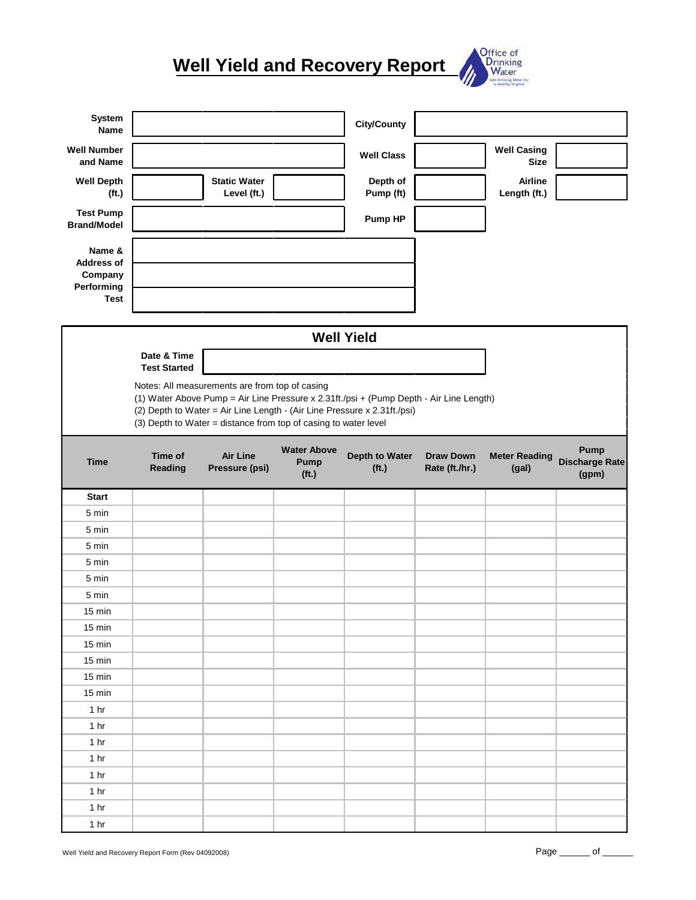# Well Yield and Recovery Report

Office of Drinking Water — Safe Drinking Water for a Healthy Virginia

| | | | | | |
|---|---|---|---|---|---|
| **System Name** | | **City/County** | | | |
| **Well Number and Name** | | **Well Class** | | **Well Casing Size** | |
| **Well Depth (ft.)** | | **Static Water Level (ft.)** | | **Depth of Pump (ft)** | |
| **Airline Length (ft.)** | | | | | |
| **Test Pump Brand/Model** | | **Pump HP** | | | |
| **Name & Address of Company Performing Test** | | | | | |

## Well Yield

**Date & Time Test Started**

Notes: All measurements are from top of casing

(1) Water Above Pump = Air Line Pressure x 2.31ft./psi + (Pump Depth - Air Line Length)

(2) Depth to Water = Air Line Length - (Air Line Pressure x 2.31ft./psi)

(3) Depth to Water = distance from top of casing to water level

| Time | Time of Reading | Air Line Pressure (psi) | Water Above Pump (ft.) | Depth to Water (ft.) | Draw Down Rate (ft./hr.) | Meter Reading (gal) | Pump Discharge Rate (gpm) |
|---|---|---|---|---|---|---|---|
| **Start** | | | | | | | |
| 5 min | | | | | | | |
| 5 min | | | | | | | |
| 5 min | | | | | | | |
| 5 min | | | | | | | |
| 5 min | | | | | | | |
| 5 min | | | | | | | |
| 15 min | | | | | | | |
| 15 min | | | | | | | |
| 15 min | | | | | | | |
| 15 min | | | | | | | |
| 15 min | | | | | | | |
| 15 min | | | | | | | |
| 1 hr | | | | | | | |
| 1 hr | | | | | | | |
| 1 hr | | | | | | | |
| 1 hr | | | | | | | |
| 1 hr | | | | | | | |
| 1 hr | | | | | | | |
| 1 hr | | | | | | | |
| 1 hr | | | | | | | |

Well Yield and Recovery Report Form (Rev 04092008)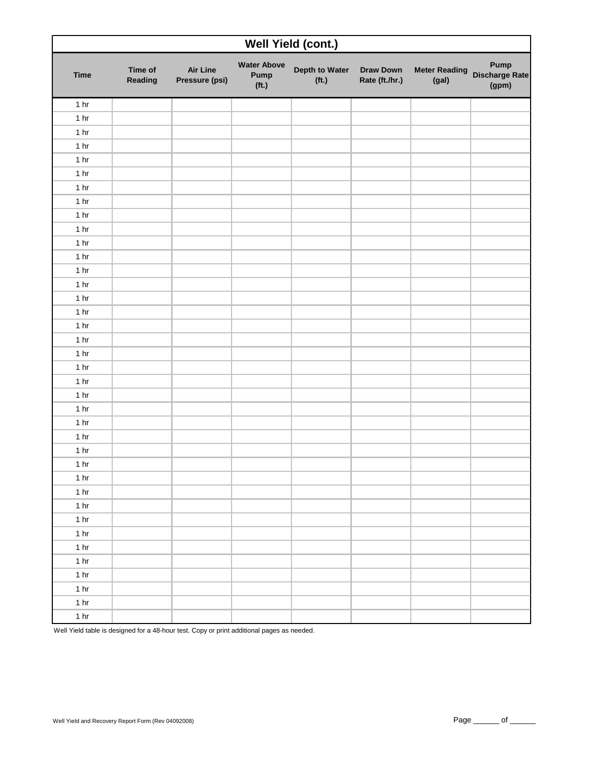| Well Yield (cont.) | | | | | | | |
|---|---|---|---|---|---|---|---|
| **Time** | **Time of Reading** | **Air Line Pressure (psi)** | **Water Above Pump (ft.)** | **Depth to Water (ft.)** | **Draw Down Rate (ft./hr.)** | **Meter Reading (gal)** | **Pump Discharge Rate (gpm)** |
| 1 hr | | | | | | | |
| 1 hr | | | | | | | |
| 1 hr | | | | | | | |
| 1 hr | | | | | | | |
| 1 hr | | | | | | | |
| 1 hr | | | | | | | |
| 1 hr | | | | | | | |
| 1 hr | | | | | | | |
| 1 hr | | | | | | | |
| 1 hr | | | | | | | |
| 1 hr | | | | | | | |
| 1 hr | | | | | | | |
| 1 hr | | | | | | | |
| 1 hr | | | | | | | |
| 1 hr | | | | | | | |
| 1 hr | | | | | | | |
| 1 hr | | | | | | | |
| 1 hr | | | | | | | |
| 1 hr | | | | | | | |
| 1 hr | | | | | | | |
| 1 hr | | | | | | | |
| 1 hr | | | | | | | |
| 1 hr | | | | | | | |
| 1 hr | | | | | | | |
| 1 hr | | | | | | | |
| 1 hr | | | | | | | |
| 1 hr | | | | | | | |
| 1 hr | | | | | | | |
| 1 hr | | | | | | | |
| 1 hr | | | | | | | |
| 1 hr | | | | | | | |
| 1 hr | | | | | | | |
| 1 hr | | | | | | | |
| 1 hr | | | | | | | |
| 1 hr | | | | | | | |
| 1 hr | | | | | | | |
| 1 hr | | | | | | | |
| 1 hr | | | | | | | |

Well Yield table is designed for a 48-hour test. Copy or print additional pages as needed.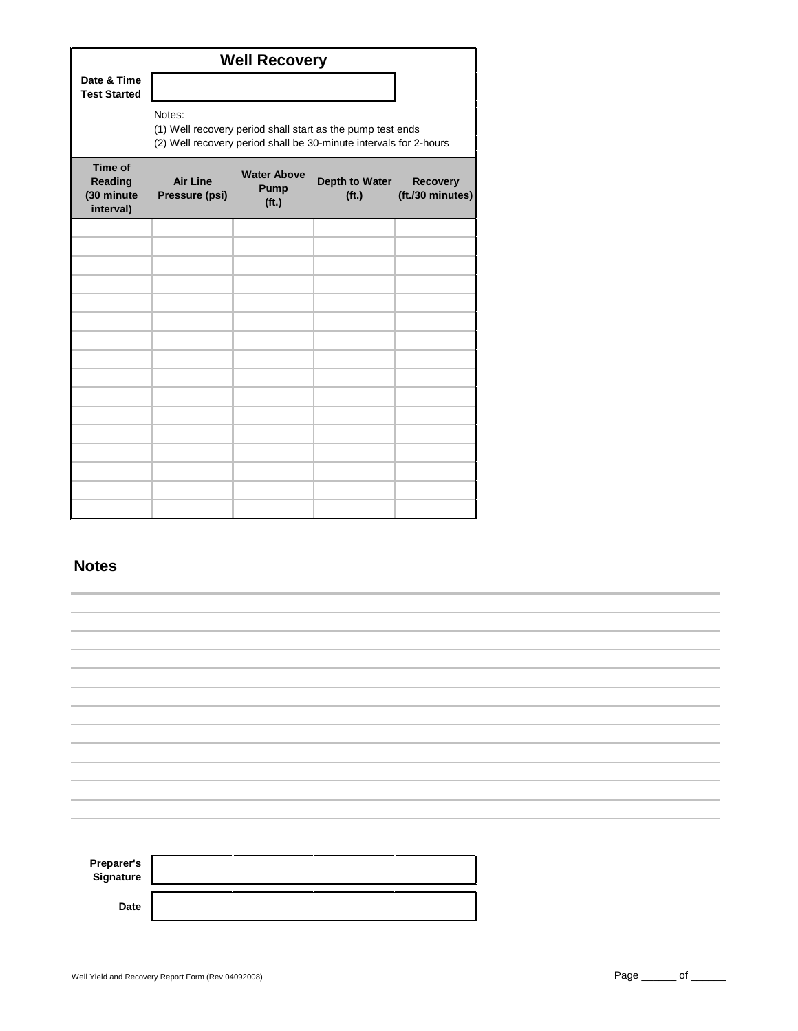## Well Recovery

**Date & Time Test Started**

Notes:
(1) Well recovery period shall start as the pump test ends
(2) Well recovery period shall be 30-minute intervals for 2-hours

| Time of Reading (30 minute interval) | Air Line Pressure (psi) | Water Above Pump (ft.) | Depth to Water (ft.) | Recovery (ft./30 minutes) |
|---|---|---|---|---|
| | | | | |
| | | | | |
| | | | | |
| | | | | |
| | | | | |
| | | | | |
| | | | | |
| | | | | |
| | | | | |
| | | | | |
| | | | | |
| | | | | |
| | | | | |
| | | | | |
| | | | | |
| | | | | |

## Notes

**Preparer's Signature**

**Date**

Well Yield and Recovery Report Form (Rev 04092008)